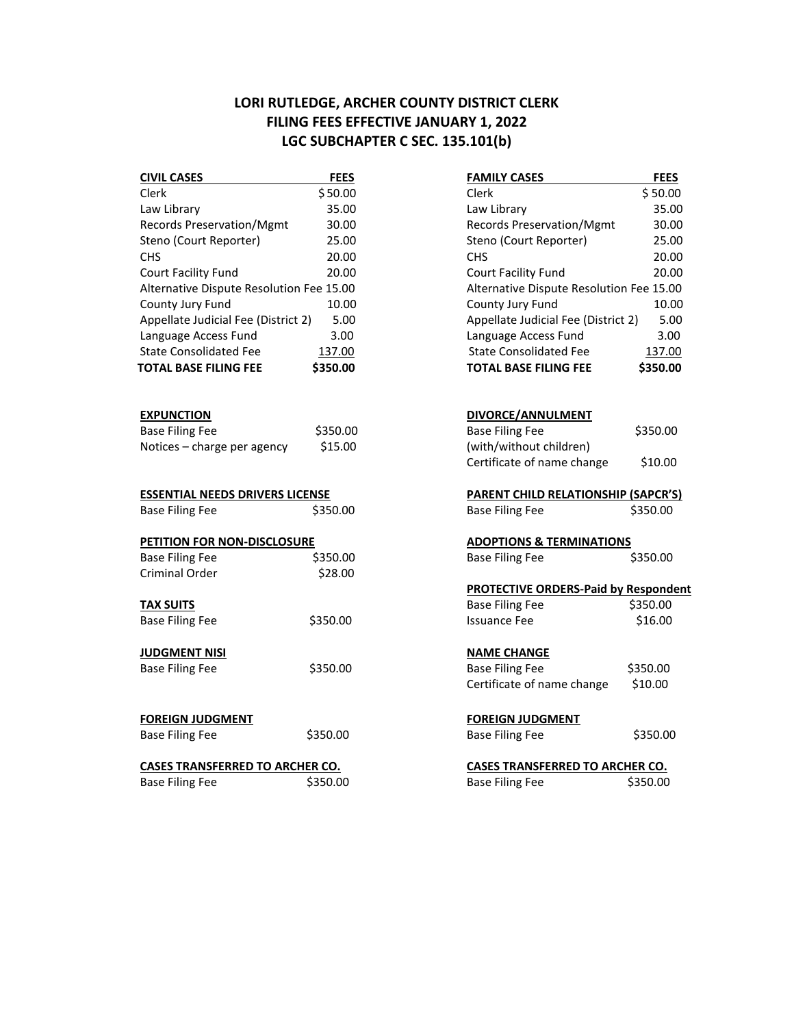# LORI RUTLEDGE, ARCHER COUNTY DISTRICT CLERK
# FILING FEES EFFECTIVE JANUARY 1, 2022
# LGC SUBCHAPTER C SEC. 135.101(b)

| CIVIL CASES | FEES |
|---|---|
| Clerk | $ 50.00 |
| Law Library | 35.00 |
| Records Preservation/Mgmt | 30.00 |
| Steno (Court Reporter) | 25.00 |
| CHS | 20.00 |
| Court Facility Fund | 20.00 |
| Alternative Dispute Resolution Fee | 15.00 |
| County Jury Fund | 10.00 |
| Appellate Judicial Fee (District 2) | 5.00 |
| Language Access Fund | 3.00 |
| State Consolidated Fee | 137.00 |
| **TOTAL BASE FILING FEE** | **$350.00** |

**EXPUNCTION**

| | |
|---|---|
| Base Filing Fee | $350.00 |
| Notices – charge per agency | $15.00 |

**ESSENTIAL NEEDS DRIVERS LICENSE**

| | |
|---|---|
| Base Filing Fee | $350.00 |

**PETITION FOR NON-DISCLOSURE**

| | |
|---|---|
| Base Filing Fee | $350.00 |
| Criminal Order | $28.00 |

**TAX SUITS**

| | |
|---|---|
| Base Filing Fee | $350.00 |

**JUDGMENT NISI**

| | |
|---|---|
| Base Filing Fee | $350.00 |

**FOREIGN JUDGMENT**

| | |
|---|---|
| Base Filing Fee | $350.00 |

**CASES TRANSFERRED TO ARCHER CO.**

| | |
|---|---|
| Base Filing Fee | $350.00 |

| FAMILY CASES | FEES |
|---|---|
| Clerk | $ 50.00 |
| Law Library | 35.00 |
| Records Preservation/Mgmt | 30.00 |
| Steno (Court Reporter) | 25.00 |
| CHS | 20.00 |
| Court Facility Fund | 20.00 |
| Alternative Dispute Resolution Fee | 15.00 |
| County Jury Fund | 10.00 |
| Appellate Judicial Fee (District 2) | 5.00 |
| Language Access Fund | 3.00 |
| State Consolidated Fee | 137.00 |
| **TOTAL BASE FILING FEE** | **$350.00** |

**DIVORCE/ANNULMENT**

| | |
|---|---|
| Base Filing Fee (with/without children) | $350.00 |
| Certificate of name change | $10.00 |

**PARENT CHILD RELATIONSHIP (SAPCR'S)**

| | |
|---|---|
| Base Filing Fee | $350.00 |

**ADOPTIONS & TERMINATIONS**

| | |
|---|---|
| Base Filing Fee | $350.00 |

**PROTECTIVE ORDERS-Paid by Respondent**

| | |
|---|---|
| Base Filing Fee | $350.00 |
| Issuance Fee | $16.00 |

**NAME CHANGE**

| | |
|---|---|
| Base Filing Fee | $350.00 |
| Certificate of name change | $10.00 |

**FOREIGN JUDGMENT**

| | |
|---|---|
| Base Filing Fee | $350.00 |

**CASES TRANSFERRED TO ARCHER CO.**

| | |
|---|---|
| Base Filing Fee | $350.00 |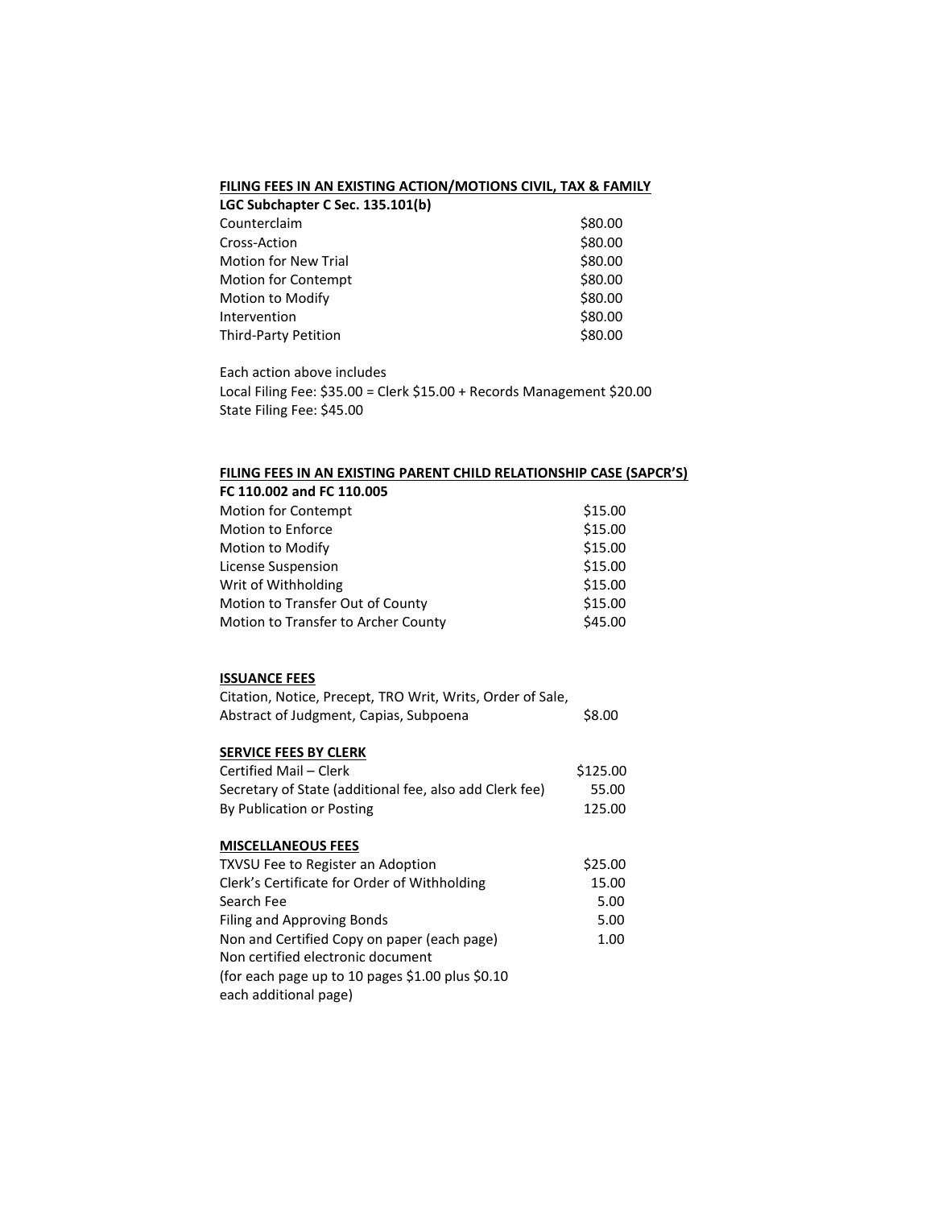**FILING FEES IN AN EXISTING ACTION/MOTIONS CIVIL, TAX & FAMILY**

**LGC Subchapter C Sec. 135.101(b)**

| | |
|---|---|
| Counterclaim | $80.00 |
| Cross-Action | $80.00 |
| Motion for New Trial | $80.00 |
| Motion for Contempt | $80.00 |
| Motion to Modify | $80.00 |
| Intervention | $80.00 |
| Third-Party Petition | $80.00 |

Each action above includes
Local Filing Fee: $35.00 = Clerk $15.00 + Records Management $20.00
State Filing Fee: $45.00

**FILING FEES IN AN EXISTING PARENT CHILD RELATIONSHIP CASE (SAPCR'S)**

**FC 110.002 and FC 110.005**

| | |
|---|---|
| Motion for Contempt | $15.00 |
| Motion to Enforce | $15.00 |
| Motion to Modify | $15.00 |
| License Suspension | $15.00 |
| Writ of Withholding | $15.00 |
| Motion to Transfer Out of County | $15.00 |
| Motion to Transfer to Archer County | $45.00 |

**ISSUANCE FEES**

| | |
|---|---|
| Citation, Notice, Precept, TRO Writ, Writs, Order of Sale, Abstract of Judgment, Capias, Subpoena | $8.00 |

**SERVICE FEES BY CLERK**

| | |
|---|---|
| Certified Mail – Clerk | $125.00 |
| Secretary of State (additional fee, also add Clerk fee) | 55.00 |
| By Publication or Posting | 125.00 |

**MISCELLANEOUS FEES**

| | |
|---|---|
| TXVSU Fee to Register an Adoption | $25.00 |
| Clerk's Certificate for Order of Withholding | 15.00 |
| Search Fee | 5.00 |
| Filing and Approving Bonds | 5.00 |
| Non and Certified Copy on paper (each page) | 1.00 |
| Non certified electronic document (for each page up to 10 pages $1.00 plus $0.10 each additional page) | |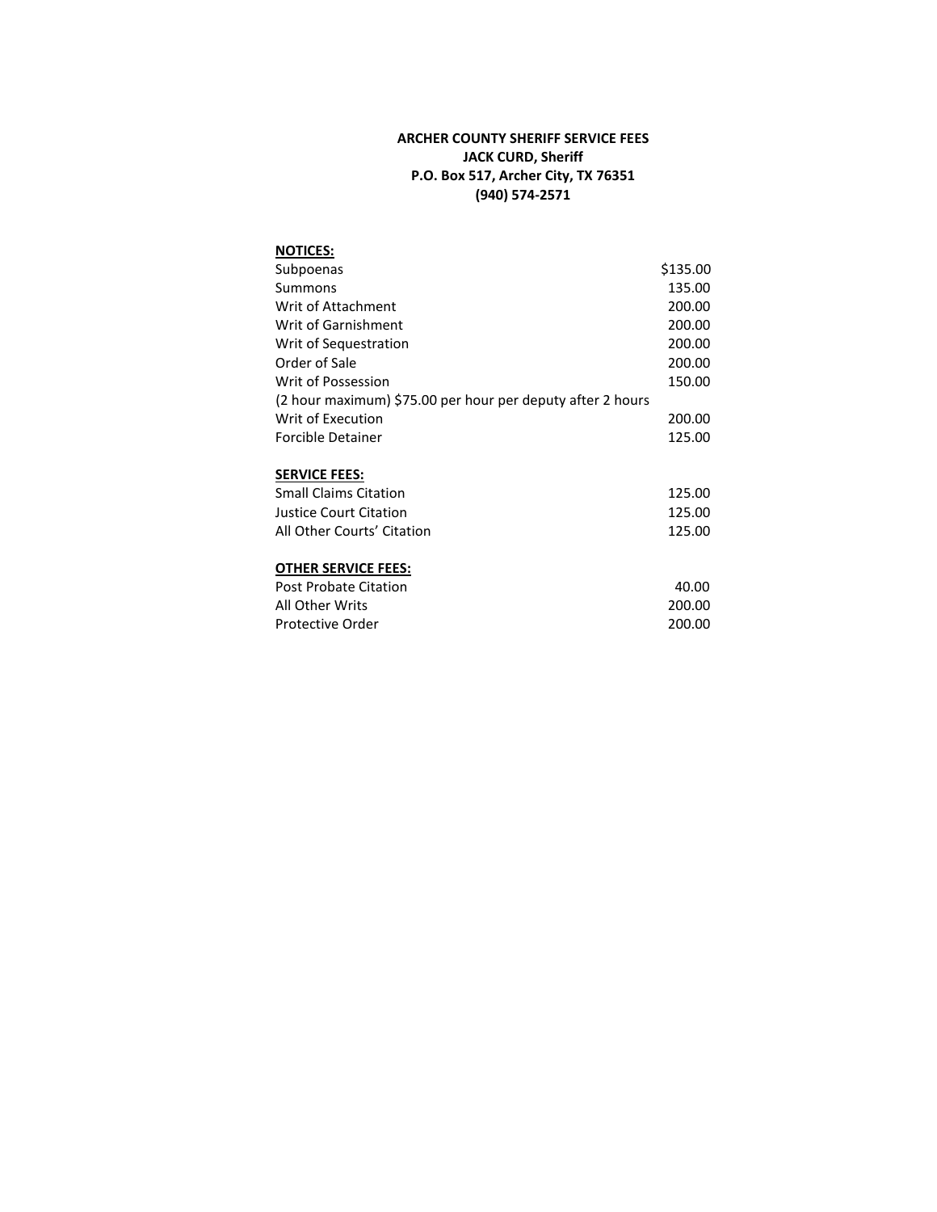**ARCHER COUNTY SHERIFF SERVICE FEES**
**JACK CURD, Sheriff**
**P.O. Box 517, Archer City, TX 76351**
**(940) 574-2571**

| | |
|---|---|
| **NOTICES:** | |
| Subpoenas | $135.00 |
| Summons | 135.00 |
| Writ of Attachment | 200.00 |
| Writ of Garnishment | 200.00 |
| Writ of Sequestration | 200.00 |
| Order of Sale | 200.00 |
| Writ of Possession | 150.00 |
| (2 hour maximum) $75.00 per hour per deputy after 2 hours | |
| Writ of Execution | 200.00 |
| Forcible Detainer | 125.00 |
| **SERVICE FEES:** | |
| Small Claims Citation | 125.00 |
| Justice Court Citation | 125.00 |
| All Other Courts' Citation | 125.00 |
| **OTHER SERVICE FEES:** | |
| Post Probate Citation | 40.00 |
| All Other Writs | 200.00 |
| Protective Order | 200.00 |